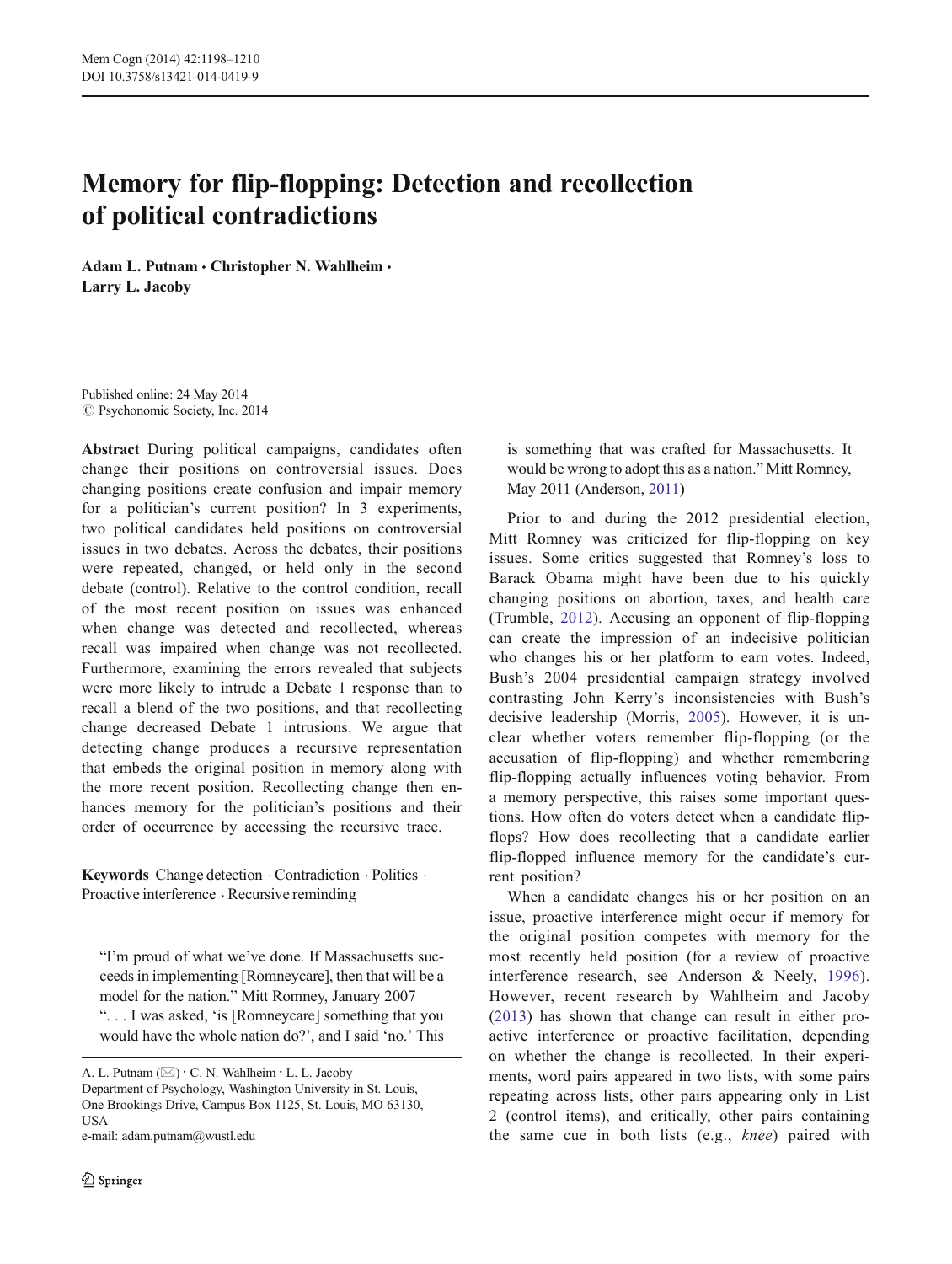# Memory for flip-flopping: Detection and recollection of political contradictions

**Adam L. Putnam · Christopher N. Wahlheim · Larry L. Jacoby**

Published online: 24 May 2014
© Psychonomic Society, Inc. 2014

**Abstract** During political campaigns, candidates often change their positions on controversial issues. Does changing positions create confusion and impair memory for a politician's current position? In 3 experiments, two political candidates held positions on controversial issues in two debates. Across the debates, their positions were repeated, changed, or held only in the second debate (control). Relative to the control condition, recall of the most recent position on issues was enhanced when change was detected and recollected, whereas recall was impaired when change was not recollected. Furthermore, examining the errors revealed that subjects were more likely to intrude a Debate 1 response than to recall a blend of the two positions, and that recollecting change decreased Debate 1 intrusions. We argue that detecting change produces a recursive representation that embeds the original position in memory along with the more recent position. Recollecting change then enhances memory for the politician's positions and their order of occurrence by accessing the recursive trace.

**Keywords** Change detection · Contradiction · Politics · Proactive interference · Recursive reminding

> "I'm proud of what we've done. If Massachusetts succeeds in implementing [Romneycare], then that will be a model for the nation." Mitt Romney, January 2007
> ". . . I was asked, 'is [Romneycare] something that you would have the whole nation do?', and I said 'no.' This is something that was crafted for Massachusetts. It would be wrong to adopt this as a nation." Mitt Romney, May 2011 (Anderson, 2011)

Prior to and during the 2012 presidential election, Mitt Romney was criticized for flip-flopping on key issues. Some critics suggested that Romney's loss to Barack Obama might have been due to his quickly changing positions on abortion, taxes, and health care (Trumble, 2012). Accusing an opponent of flip-flopping can create the impression of an indecisive politician who changes his or her platform to earn votes. Indeed, Bush's 2004 presidential campaign strategy involved contrasting John Kerry's inconsistencies with Bush's decisive leadership (Morris, 2005). However, it is unclear whether voters remember flip-flopping (or the accusation of flip-flopping) and whether remembering flip-flopping actually influences voting behavior. From a memory perspective, this raises some important questions. How often do voters detect when a candidate flip-flops? How does recollecting that a candidate earlier flip-flopped influence memory for the candidate's current position?

When a candidate changes his or her position on an issue, proactive interference might occur if memory for the original position competes with memory for the most recently held position (for a review of proactive interference research, see Anderson & Neely, 1996). However, recent research by Wahlheim and Jacoby (2013) has shown that change can result in either proactive interference or proactive facilitation, depending on whether the change is recollected. In their experiments, word pairs appeared in two lists, with some pairs repeating across lists, other pairs appearing only in List 2 (control items), and critically, other pairs containing the same cue in both lists (e.g., *knee*) paired with

---

A. L. Putnam (✉) · C. N. Wahlheim · L. L. Jacoby
Department of Psychology, Washington University in St. Louis, One Brookings Drive, Campus Box 1125, St. Louis, MO 63130, USA
e-mail: adam.putnam@wustl.edu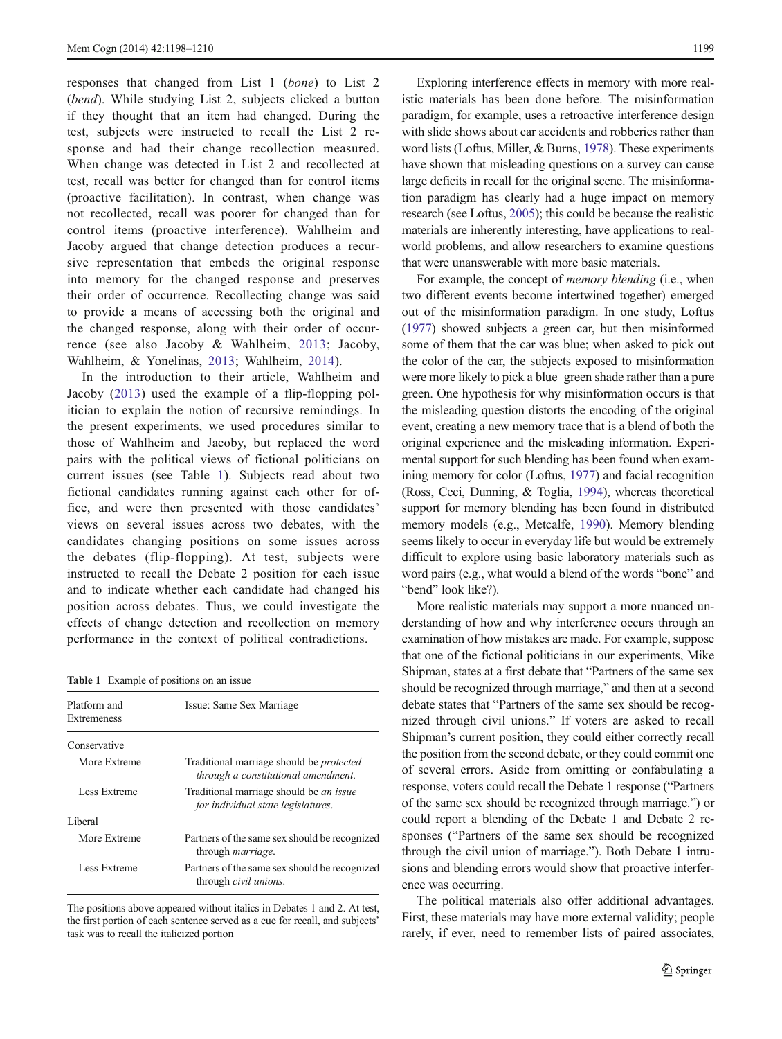responses that changed from List 1 (*bone*) to List 2 (*bend*). While studying List 2, subjects clicked a button if they thought that an item had changed. During the test, subjects were instructed to recall the List 2 response and had their change recollection measured. When change was detected in List 2 and recollected at test, recall was better for changed than for control items (proactive facilitation). In contrast, when change was not recollected, recall was poorer for changed than for control items (proactive interference). Wahlheim and Jacoby argued that change detection produces a recursive representation that embeds the original response into memory for the changed response and preserves their order of occurrence. Recollecting change was said to provide a means of accessing both the original and the changed response, along with their order of occurrence (see also Jacoby & Wahlheim, 2013; Jacoby, Wahlheim, & Yonelinas, 2013; Wahlheim, 2014).

In the introduction to their article, Wahlheim and Jacoby (2013) used the example of a flip-flopping politician to explain the notion of recursive remindings. In the present experiments, we used procedures similar to those of Wahlheim and Jacoby, but replaced the word pairs with the political views of fictional politicians on current issues (see Table 1). Subjects read about two fictional candidates running against each other for office, and were then presented with those candidates' views on several issues across two debates, with the candidates changing positions on some issues across the debates (flip-flopping). At test, subjects were instructed to recall the Debate 2 position for each issue and to indicate whether each candidate had changed his position across debates. Thus, we could investigate the effects of change detection and recollection on memory performance in the context of political contradictions.

**Table 1** Example of positions on an issue

| Platform and Extremeness | Issue: Same Sex Marriage |
|---|---|
| Conservative | |
| More Extreme | Traditional marriage should be *protected through a constitutional amendment*. |
| Less Extreme | Traditional marriage should be *an issue for individual state legislatures*. |
| Liberal | |
| More Extreme | Partners of the same sex should be recognized through *marriage*. |
| Less Extreme | Partners of the same sex should be recognized through *civil unions*. |

The positions above appeared without italics in Debates 1 and 2. At test, the first portion of each sentence served as a cue for recall, and subjects' task was to recall the italicized portion

Exploring interference effects in memory with more realistic materials has been done before. The misinformation paradigm, for example, uses a retroactive interference design with slide shows about car accidents and robberies rather than word lists (Loftus, Miller, & Burns, 1978). These experiments have shown that misleading questions on a survey can cause large deficits in recall for the original scene. The misinformation paradigm has clearly had a huge impact on memory research (see Loftus, 2005); this could be because the realistic materials are inherently interesting, have applications to real-world problems, and allow researchers to examine questions that were unanswerable with more basic materials.

For example, the concept of *memory blending* (i.e., when two different events become intertwined together) emerged out of the misinformation paradigm. In one study, Loftus (1977) showed subjects a green car, but then misinformed some of them that the car was blue; when asked to pick out the color of the car, the subjects exposed to misinformation were more likely to pick a blue–green shade rather than a pure green. One hypothesis for why misinformation occurs is that the misleading question distorts the encoding of the original event, creating a new memory trace that is a blend of both the original experience and the misleading information. Experimental support for such blending has been found when examining memory for color (Loftus, 1977) and facial recognition (Ross, Ceci, Dunning, & Toglia, 1994), whereas theoretical support for memory blending has been found in distributed memory models (e.g., Metcalfe, 1990). Memory blending seems likely to occur in everyday life but would be extremely difficult to explore using basic laboratory materials such as word pairs (e.g., what would a blend of the words "bone" and "bend" look like?).

More realistic materials may support a more nuanced understanding of how and why interference occurs through an examination of how mistakes are made. For example, suppose that one of the fictional politicians in our experiments, Mike Shipman, states at a first debate that "Partners of the same sex should be recognized through marriage," and then at a second debate states that "Partners of the same sex should be recognized through civil unions." If voters are asked to recall Shipman's current position, they could either correctly recall the position from the second debate, or they could commit one of several errors. Aside from omitting or confabulating a response, voters could recall the Debate 1 response ("Partners of the same sex should be recognized through marriage.") or could report a blending of the Debate 1 and Debate 2 responses ("Partners of the same sex should be recognized through the civil union of marriage."). Both Debate 1 intrusions and blending errors would show that proactive interference was occurring.

The political materials also offer additional advantages. First, these materials may have more external validity; people rarely, if ever, need to remember lists of paired associates,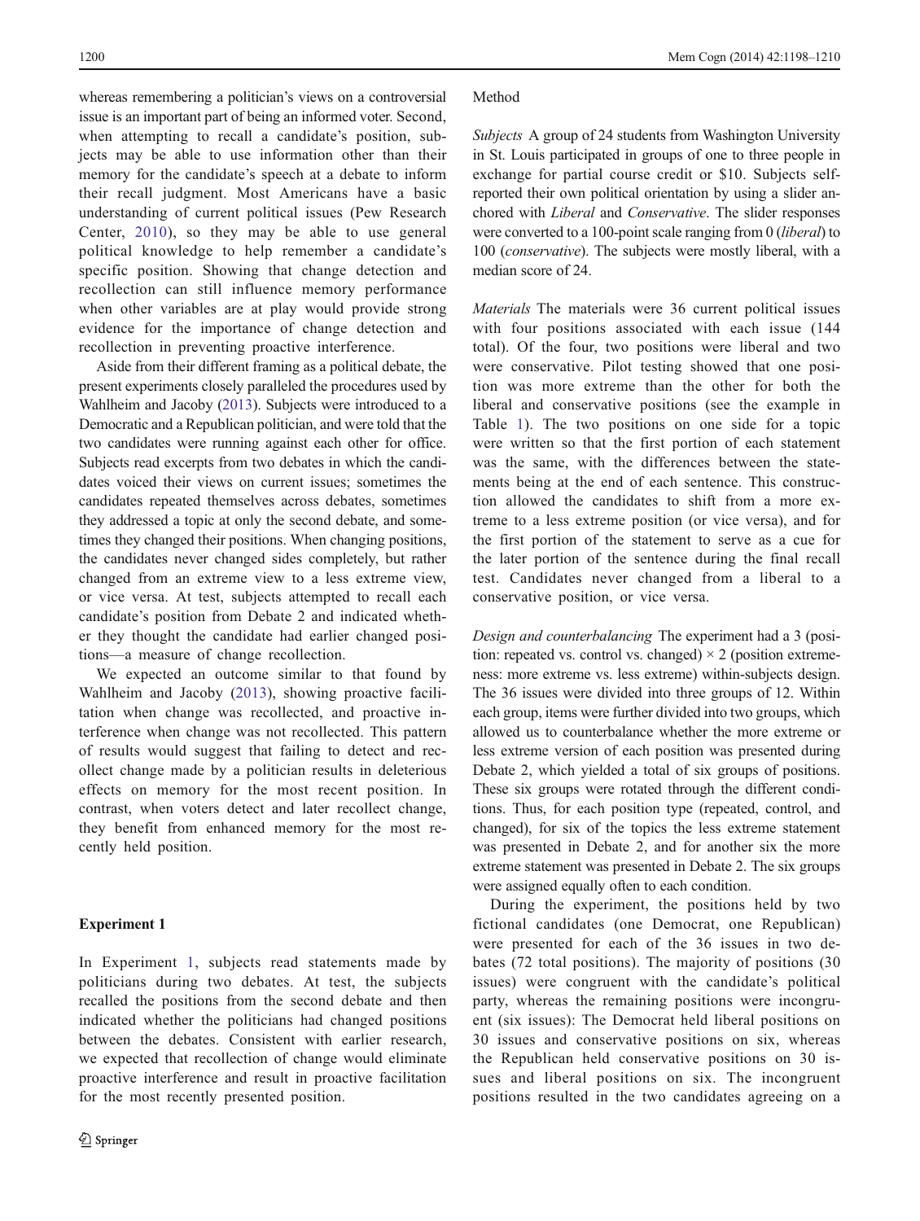whereas remembering a politician's views on a controversial issue is an important part of being an informed voter. Second, when attempting to recall a candidate's position, subjects may be able to use information other than their memory for the candidate's speech at a debate to inform their recall judgment. Most Americans have a basic understanding of current political issues (Pew Research Center, 2010), so they may be able to use general political knowledge to help remember a candidate's specific position. Showing that change detection and recollection can still influence memory performance when other variables are at play would provide strong evidence for the importance of change detection and recollection in preventing proactive interference.

Aside from their different framing as a political debate, the present experiments closely paralleled the procedures used by Wahlheim and Jacoby (2013). Subjects were introduced to a Democratic and a Republican politician, and were told that the two candidates were running against each other for office. Subjects read excerpts from two debates in which the candidates voiced their views on current issues; sometimes the candidates repeated themselves across debates, sometimes they addressed a topic at only the second debate, and sometimes they changed their positions. When changing positions, the candidates never changed sides completely, but rather changed from an extreme view to a less extreme view, or vice versa. At test, subjects attempted to recall each candidate's position from Debate 2 and indicated whether they thought the candidate had earlier changed positions—a measure of change recollection.

We expected an outcome similar to that found by Wahlheim and Jacoby (2013), showing proactive facilitation when change was recollected, and proactive interference when change was not recollected. This pattern of results would suggest that failing to detect and recollect change made by a politician results in deleterious effects on memory for the most recent position. In contrast, when voters detect and later recollect change, they benefit from enhanced memory for the most recently held position.

## Experiment 1

In Experiment 1, subjects read statements made by politicians during two debates. At test, the subjects recalled the positions from the second debate and then indicated whether the politicians had changed positions between the debates. Consistent with earlier research, we expected that recollection of change would eliminate proactive interference and result in proactive facilitation for the most recently presented position.

### Method

*Subjects* A group of 24 students from Washington University in St. Louis participated in groups of one to three people in exchange for partial course credit or $10. Subjects self-reported their own political orientation by using a slider anchored with *Liberal* and *Conservative*. The slider responses were converted to a 100-point scale ranging from 0 (*liberal*) to 100 (*conservative*). The subjects were mostly liberal, with a median score of 24.

*Materials* The materials were 36 current political issues with four positions associated with each issue (144 total). Of the four, two positions were liberal and two were conservative. Pilot testing showed that one position was more extreme than the other for both the liberal and conservative positions (see the example in Table 1). The two positions on one side for a topic were written so that the first portion of each statement was the same, with the differences between the statements being at the end of each sentence. This construction allowed the candidates to shift from a more extreme to a less extreme position (or vice versa), and for the first portion of the statement to serve as a cue for the later portion of the sentence during the final recall test. Candidates never changed from a liberal to a conservative position, or vice versa.

*Design and counterbalancing* The experiment had a 3 (position: repeated vs. control vs. changed) × 2 (position extremeness: more extreme vs. less extreme) within-subjects design. The 36 issues were divided into three groups of 12. Within each group, items were further divided into two groups, which allowed us to counterbalance whether the more extreme or less extreme version of each position was presented during Debate 2, which yielded a total of six groups of positions. These six groups were rotated through the different conditions. Thus, for each position type (repeated, control, and changed), for six of the topics the less extreme statement was presented in Debate 2, and for another six the more extreme statement was presented in Debate 2. The six groups were assigned equally often to each condition.

During the experiment, the positions held by two fictional candidates (one Democrat, one Republican) were presented for each of the 36 issues in two debates (72 total positions). The majority of positions (30 issues) were congruent with the candidate's political party, whereas the remaining positions were incongruent (six issues): The Democrat held liberal positions on 30 issues and conservative positions on six, whereas the Republican held conservative positions on 30 issues and liberal positions on six. The incongruent positions resulted in the two candidates agreeing on a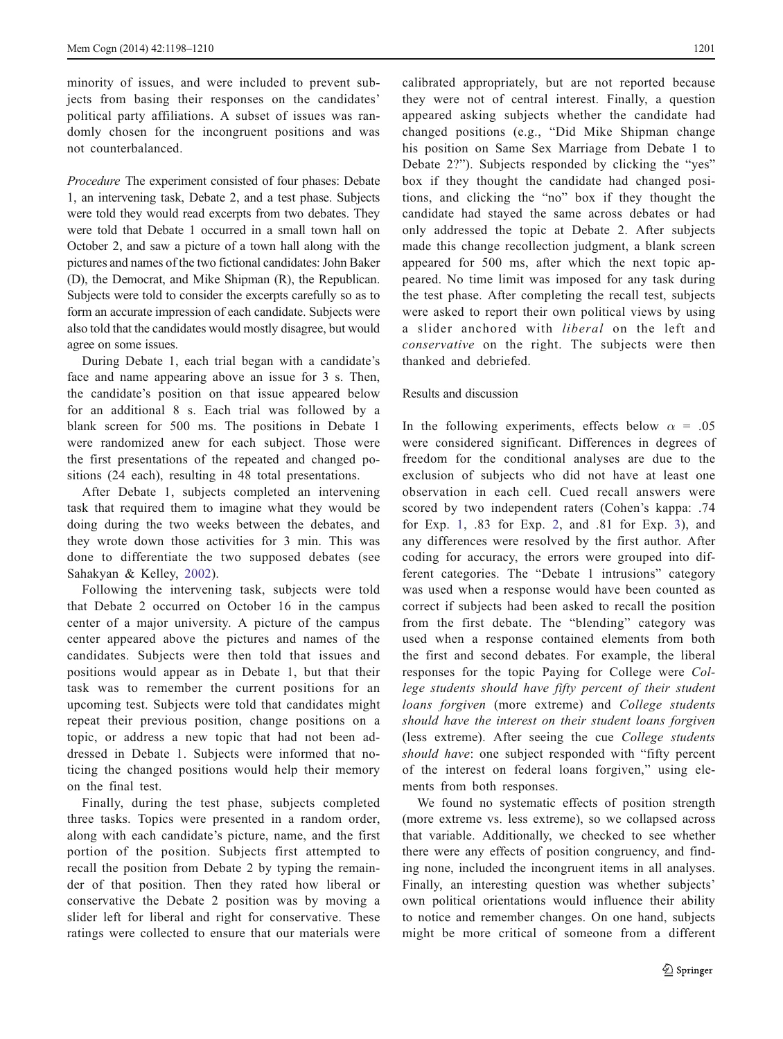minority of issues, and were included to prevent subjects from basing their responses on the candidates' political party affiliations. A subset of issues was randomly chosen for the incongruent positions and was not counterbalanced.

*Procedure* The experiment consisted of four phases: Debate 1, an intervening task, Debate 2, and a test phase. Subjects were told they would read excerpts from two debates. They were told that Debate 1 occurred in a small town hall on October 2, and saw a picture of a town hall along with the pictures and names of the two fictional candidates: John Baker (D), the Democrat, and Mike Shipman (R), the Republican. Subjects were told to consider the excerpts carefully so as to form an accurate impression of each candidate. Subjects were also told that the candidates would mostly disagree, but would agree on some issues.

During Debate 1, each trial began with a candidate's face and name appearing above an issue for 3 s. Then, the candidate's position on that issue appeared below for an additional 8 s. Each trial was followed by a blank screen for 500 ms. The positions in Debate 1 were randomized anew for each subject. Those were the first presentations of the repeated and changed positions (24 each), resulting in 48 total presentations.

After Debate 1, subjects completed an intervening task that required them to imagine what they would be doing during the two weeks between the debates, and they wrote down those activities for 3 min. This was done to differentiate the two supposed debates (see Sahakyan & Kelley, 2002).

Following the intervening task, subjects were told that Debate 2 occurred on October 16 in the campus center of a major university. A picture of the campus center appeared above the pictures and names of the candidates. Subjects were then told that issues and positions would appear as in Debate 1, but that their task was to remember the current positions for an upcoming test. Subjects were told that candidates might repeat their previous position, change positions on a topic, or address a new topic that had not been addressed in Debate 1. Subjects were informed that noticing the changed positions would help their memory on the final test.

Finally, during the test phase, subjects completed three tasks. Topics were presented in a random order, along with each candidate's picture, name, and the first portion of the position. Subjects first attempted to recall the position from Debate 2 by typing the remainder of that position. Then they rated how liberal or conservative the Debate 2 position was by moving a slider left for liberal and right for conservative. These ratings were collected to ensure that our materials were calibrated appropriately, but are not reported because they were not of central interest. Finally, a question appeared asking subjects whether the candidate had changed positions (e.g., "Did Mike Shipman change his position on Same Sex Marriage from Debate 1 to Debate 2?"). Subjects responded by clicking the "yes" box if they thought the candidate had changed positions, and clicking the "no" box if they thought the candidate had stayed the same across debates or had only addressed the topic at Debate 2. After subjects made this change recollection judgment, a blank screen appeared for 500 ms, after which the next topic appeared. No time limit was imposed for any task during the test phase. After completing the recall test, subjects were asked to report their own political views by using a slider anchored with *liberal* on the left and *conservative* on the right. The subjects were then thanked and debriefed.

## Results and discussion

In the following experiments, effects below $\alpha$ = .05 were considered significant. Differences in degrees of freedom for the conditional analyses are due to the exclusion of subjects who did not have at least one observation in each cell. Cued recall answers were scored by two independent raters (Cohen's kappa: .74 for Exp. 1, .83 for Exp. 2, and .81 for Exp. 3), and any differences were resolved by the first author. After coding for accuracy, the errors were grouped into different categories. The "Debate 1 intrusions" category was used when a response would have been counted as correct if subjects had been asked to recall the position from the first debate. The "blending" category was used when a response contained elements from both the first and second debates. For example, the liberal responses for the topic Paying for College were *College students should have fifty percent of their student loans forgiven* (more extreme) and *College students should have the interest on their student loans forgiven* (less extreme). After seeing the cue *College students should have*: one subject responded with "fifty percent of the interest on federal loans forgiven," using elements from both responses.

We found no systematic effects of position strength (more extreme vs. less extreme), so we collapsed across that variable. Additionally, we checked to see whether there were any effects of position congruency, and finding none, included the incongruent items in all analyses. Finally, an interesting question was whether subjects' own political orientations would influence their ability to notice and remember changes. On one hand, subjects might be more critical of someone from a different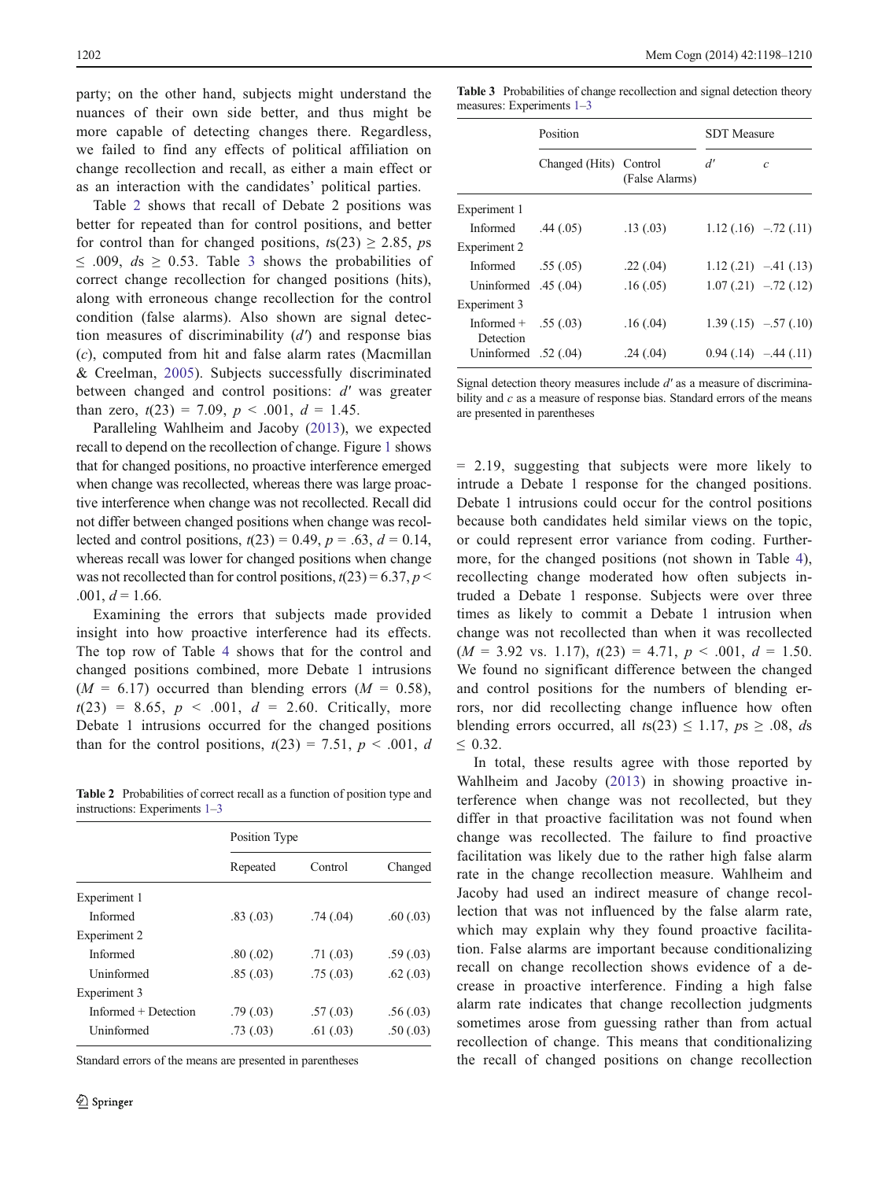party; on the other hand, subjects might understand the nuances of their own side better, and thus might be more capable of detecting changes there. Regardless, we failed to find any effects of political affiliation on change recollection and recall, as either a main effect or as an interaction with the candidates' political parties.

Table 2 shows that recall of Debate 2 positions was better for repeated than for control positions, and better for control than for changed positions, $ts(23) \geq 2.85$, $ps \leq .009$, $ds \geq 0.53$. Table 3 shows the probabilities of correct change recollection for changed positions (hits), along with erroneous change recollection for the control condition (false alarms). Also shown are signal detection measures of discriminability ($d'$) and response bias ($c$), computed from hit and false alarm rates (Macmillan & Creelman, 2005). Subjects successfully discriminated between changed and control positions: $d'$ was greater than zero, $t(23) = 7.09$, $p < .001$, $d = 1.45$.

Paralleling Wahlheim and Jacoby (2013), we expected recall to depend on the recollection of change. Figure 1 shows that for changed positions, no proactive interference emerged when change was recollected, whereas there was large proactive interference when change was not recollected. Recall did not differ between changed positions when change was recollected and control positions, $t(23) = 0.49$, $p = .63$, $d = 0.14$, whereas recall was lower for changed positions when change was not recollected than for control positions, $t(23) = 6.37$, $p < .001$, $d = 1.66$.

Examining the errors that subjects made provided insight into how proactive interference had its effects. The top row of Table 4 shows that for the control and changed positions combined, more Debate 1 intrusions ($M = 6.17$) occurred than blending errors ($M = 0.58$), $t(23) = 8.65$, $p < .001$, $d = 2.60$. Critically, more Debate 1 intrusions occurred for the changed positions than for the control positions, $t(23) = 7.51$, $p < .001$, $d = 2.19$, suggesting that subjects were more likely to intrude a Debate 1 response for the changed positions. Debate 1 intrusions could occur for the control positions because both candidates held similar views on the topic, or could represent error variance from coding. Furthermore, for the changed positions (not shown in Table 4), recollecting change moderated how often subjects intruded a Debate 1 response. Subjects were over three times as likely to commit a Debate 1 intrusion when change was not recollected than when it was recollected ($M = 3.92$ vs. 1.17), $t(23) = 4.71$, $p < .001$, $d = 1.50$. We found no significant difference between the changed and control positions for the numbers of blending errors, nor did recollecting change influence how often blending errors occurred, all $ts(23) \leq 1.17$, $ps \geq .08$, $ds \leq 0.32$.

**Table 2** Probabilities of correct recall as a function of position type and instructions: Experiments 1–3

| | Position Type | | |
|---|---|---|---|
| | Repeated | Control | Changed |
| Experiment 1 | | | |
| Informed | .83 (.03) | .74 (.04) | .60 (.03) |
| Experiment 2 | | | |
| Informed | .80 (.02) | .71 (.03) | .59 (.03) |
| Uninformed | .85 (.03) | .75 (.03) | .62 (.03) |
| Experiment 3 | | | |
| Informed + Detection | .79 (.03) | .57 (.03) | .56 (.03) |
| Uninformed | .73 (.03) | .61 (.03) | .50 (.03) |

Standard errors of the means are presented in parentheses

**Table 3** Probabilities of change recollection and signal detection theory measures: Experiments 1–3

| | Position | | SDT Measure | |
|---|---|---|---|---|
| | Changed (Hits) | Control (False Alarms) | $d'$ | $c$ |
| Experiment 1 | | | | |
| Informed | .44 (.05) | .13 (.03) | 1.12 (.16) | –.72 (.11) |
| Experiment 2 | | | | |
| Informed | .55 (.05) | .22 (.04) | 1.12 (.21) | –.41 (.13) |
| Uninformed | .45 (.04) | .16 (.05) | 1.07 (.21) | –.72 (.12) |
| Experiment 3 | | | | |
| Informed + Detection | .55 (.03) | .16 (.04) | 1.39 (.15) | –.57 (.10) |
| Uninformed | .52 (.04) | .24 (.04) | 0.94 (.14) | –.44 (.11) |

Signal detection theory measures include $d'$ as a measure of discriminability and $c$ as a measure of response bias. Standard errors of the means are presented in parentheses

In total, these results agree with those reported by Wahlheim and Jacoby (2013) in showing proactive interference when change was not recollected, but they differ in that proactive facilitation was not found when change was recollected. The failure to find proactive facilitation was likely due to the rather high false alarm rate in the change recollection measure. Wahlheim and Jacoby had used an indirect measure of change recollection that was not influenced by the false alarm rate, which may explain why they found proactive facilitation. False alarms are important because conditionalizing recall on change recollection shows evidence of a decrease in proactive interference. Finding a high false alarm rate indicates that change recollection judgments sometimes arose from guessing rather than from actual recollection of change. This means that conditionalizing the recall of changed positions on change recollection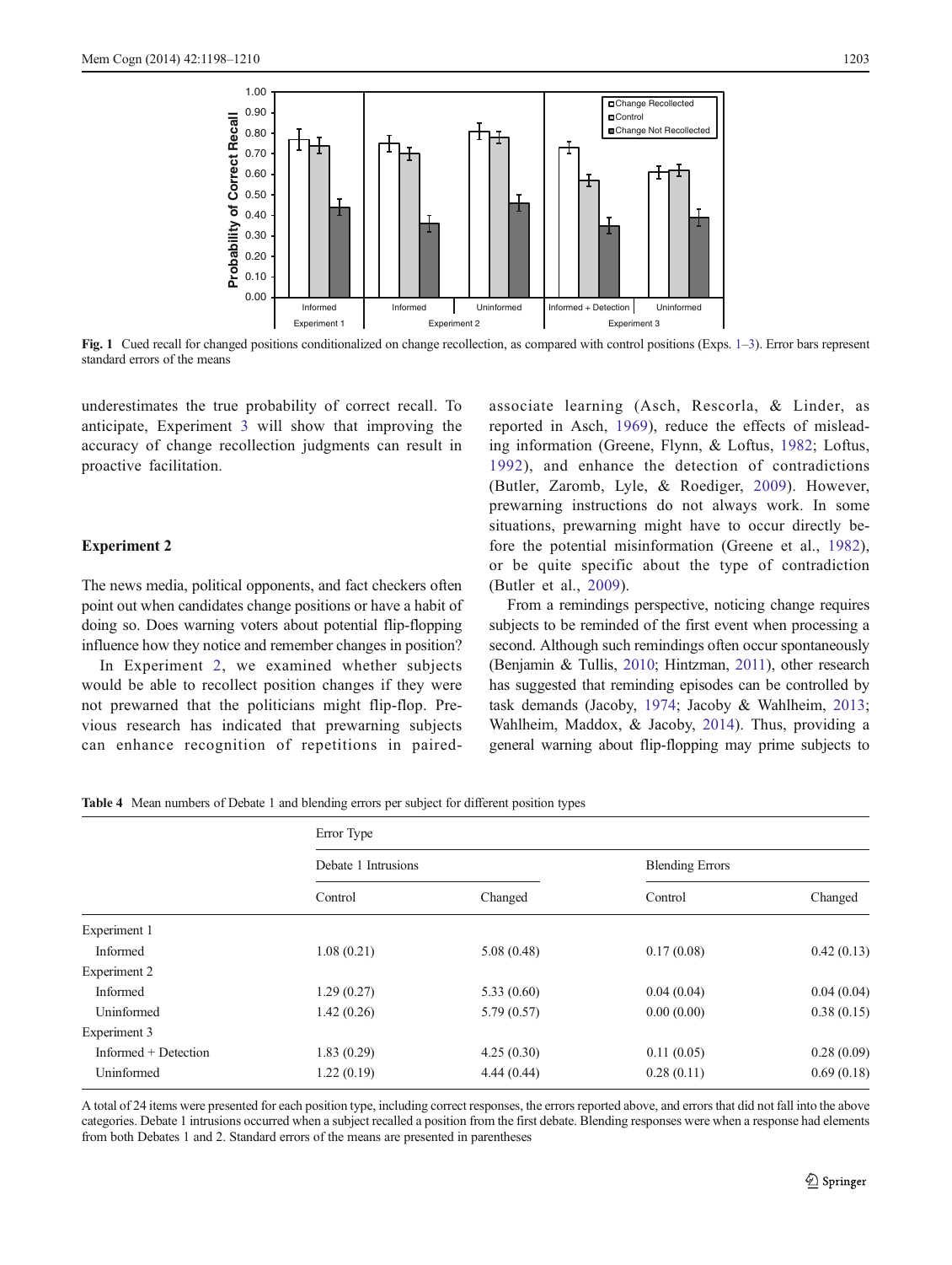Fig. 1 Cued recall for changed positions conditionalized on change recollection, as compared with control positions (Exps. 1–3). Error bars represent standard errors of the means

underestimates the true probability of correct recall. To anticipate, Experiment 3 will show that improving the accuracy of change recollection judgments can result in proactive facilitation.

## Experiment 2

The news media, political opponents, and fact checkers often point out when candidates change positions or have a habit of doing so. Does warning voters about potential flip-flopping influence how they notice and remember changes in position?

In Experiment 2, we examined whether subjects would be able to recollect position changes if they were not prewarned that the politicians might flip-flop. Previous research has indicated that prewarning subjects can enhance recognition of repetitions in paired-associate learning (Asch, Rescorla, & Linder, as reported in Asch, 1969), reduce the effects of misleading information (Greene, Flynn, & Loftus, 1982; Loftus, 1992), and enhance the detection of contradictions (Butler, Zaromb, Lyle, & Roediger, 2009). However, prewarning instructions do not always work. In some situations, prewarning might have to occur directly before the potential misinformation (Greene et al., 1982), or be quite specific about the type of contradiction (Butler et al., 2009).

From a remindings perspective, noticing change requires subjects to be reminded of the first event when processing a second. Although such remindings often occur spontaneously (Benjamin & Tullis, 2010; Hintzman, 2011), other research has suggested that reminding episodes can be controlled by task demands (Jacoby, 1974; Jacoby & Wahlheim, 2013; Wahlheim, Maddox, & Jacoby, 2014). Thus, providing a general warning about flip-flopping may prime subjects to

Table 4 Mean numbers of Debate 1 and blending errors per subject for different position types

| | Error Type | | | |
|---|---|---|---|---|
| | Debate 1 Intrusions | | Blending Errors | |
| | Control | Changed | Control | Changed |
| Experiment 1 | | | | |
| Informed | 1.08 (0.21) | 5.08 (0.48) | 0.17 (0.08) | 0.42 (0.13) |
| Experiment 2 | | | | |
| Informed | 1.29 (0.27) | 5.33 (0.60) | 0.04 (0.04) | 0.04 (0.04) |
| Uninformed | 1.42 (0.26) | 5.79 (0.57) | 0.00 (0.00) | 0.38 (0.15) |
| Experiment 3 | | | | |
| Informed + Detection | 1.83 (0.29) | 4.25 (0.30) | 0.11 (0.05) | 0.28 (0.09) |
| Uninformed | 1.22 (0.19) | 4.44 (0.44) | 0.28 (0.11) | 0.69 (0.18) |

A total of 24 items were presented for each position type, including correct responses, the errors reported above, and errors that did not fall into the above categories. Debate 1 intrusions occurred when a subject recalled a position from the first debate. Blending responses were when a response had elements from both Debates 1 and 2. Standard errors of the means are presented in parentheses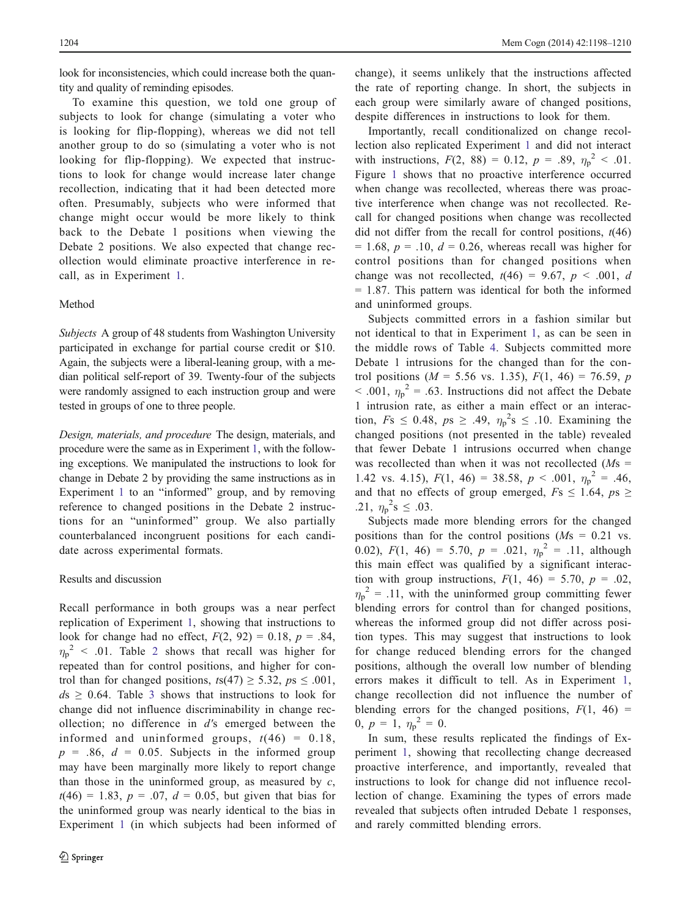look for inconsistencies, which could increase both the quantity and quality of reminding episodes.

To examine this question, we told one group of subjects to look for change (simulating a voter who is looking for flip-flopping), whereas we did not tell another group to do so (simulating a voter who is not looking for flip-flopping). We expected that instructions to look for change would increase later change recollection, indicating that it had been detected more often. Presumably, subjects who were informed that change might occur would be more likely to think back to the Debate 1 positions when viewing the Debate 2 positions. We also expected that change recollection would eliminate proactive interference in recall, as in Experiment 1.

### Method

*Subjects* A group of 48 students from Washington University participated in exchange for partial course credit or \$10. Again, the subjects were a liberal-leaning group, with a median political self-report of 39. Twenty-four of the subjects were randomly assigned to each instruction group and were tested in groups of one to three people.

*Design, materials, and procedure* The design, materials, and procedure were the same as in Experiment 1, with the following exceptions. We manipulated the instructions to look for change in Debate 2 by providing the same instructions as in Experiment 1 to an "informed" group, and by removing reference to changed positions in the Debate 2 instructions for an "uninformed" group. We also partially counterbalanced incongruent positions for each candidate across experimental formats.

### Results and discussion

Recall performance in both groups was a near perfect replication of Experiment 1, showing that instructions to look for change had no effect, $F(2, 92) = 0.18$, $p = .84$, $\eta_p^2 < .01$. Table 2 shows that recall was higher for repeated than for control positions, and higher for control than for changed positions, $t\text{s}(47) \geq 5.32$, $p\text{s} \leq .001$, $d\text{s} \geq 0.64$. Table 3 shows that instructions to look for change did not influence discriminability in change recollection; no difference in $d'$s emerged between the informed and uninformed groups, $t(46) = 0.18$, $p = .86$, $d = 0.05$. Subjects in the informed group may have been marginally more likely to report change than those in the uninformed group, as measured by $c$, $t(46) = 1.83$, $p = .07$, $d = 0.05$, but given that bias for the uninformed group was nearly identical to the bias in Experiment 1 (in which subjects had been informed of change), it seems unlikely that the instructions affected the rate of reporting change. In short, the subjects in each group were similarly aware of changed positions, despite differences in instructions to look for them.

Importantly, recall conditionalized on change recollection also replicated Experiment 1 and did not interact with instructions, $F(2, 88) = 0.12$, $p = .89$, $\eta_p^2 < .01$. Figure 1 shows that no proactive interference occurred when change was recollected, whereas there was proactive interference when change was not recollected. Recall for changed positions when change was recollected did not differ from the recall for control positions, $t(46) = 1.68$, $p = .10$, $d = 0.26$, whereas recall was higher for control positions than for changed positions when change was not recollected, $t(46) = 9.67$, $p < .001$, $d = 1.87$. This pattern was identical for both the informed and uninformed groups.

Subjects committed errors in a fashion similar but not identical to that in Experiment 1, as can be seen in the middle rows of Table 4. Subjects committed more Debate 1 intrusions for the changed than for the control positions ($M = 5.56$ vs. 1.35), $F(1, 46) = 76.59$, $p < .001$, $\eta_p^2 = .63$. Instructions did not affect the Debate 1 intrusion rate, as either a main effect or an interaction, $F\text{s} \leq 0.48$, $p\text{s} \geq .49$, $\eta_p^2\text{s} \leq .10$. Examining the changed positions (not presented in the table) revealed that fewer Debate 1 intrusions occurred when change was recollected than when it was not recollected ($M\text{s} = 1.42$ vs. 4.15), $F(1, 46) = 38.58$, $p < .001$, $\eta_p^2 = .46$, and that no effects of group emerged, $F\text{s} \leq 1.64$, $p\text{s} \geq .21$, $\eta_p^2\text{s} \leq .03$.

Subjects made more blending errors for the changed positions than for the control positions ($M\text{s} = 0.21$ vs. 0.02), $F(1, 46) = 5.70$, $p = .021$, $\eta_p^2 = .11$, although this main effect was qualified by a significant interaction with group instructions, $F(1, 46) = 5.70$, $p = .02$, $\eta_p^2 = .11$, with the uninformed group committing fewer blending errors for control than for changed positions, whereas the informed group did not differ across position types. This may suggest that instructions to look for change reduced blending errors for the changed positions, although the overall low number of blending errors makes it difficult to tell. As in Experiment 1, change recollection did not influence the number of blending errors for the changed positions, $F(1, 46) = 0$, $p = 1$, $\eta_p^2 = 0$.

In sum, these results replicated the findings of Experiment 1, showing that recollecting change decreased proactive interference, and importantly, revealed that instructions to look for change did not influence recollection of change. Examining the types of errors made revealed that subjects often intruded Debate 1 responses, and rarely committed blending errors.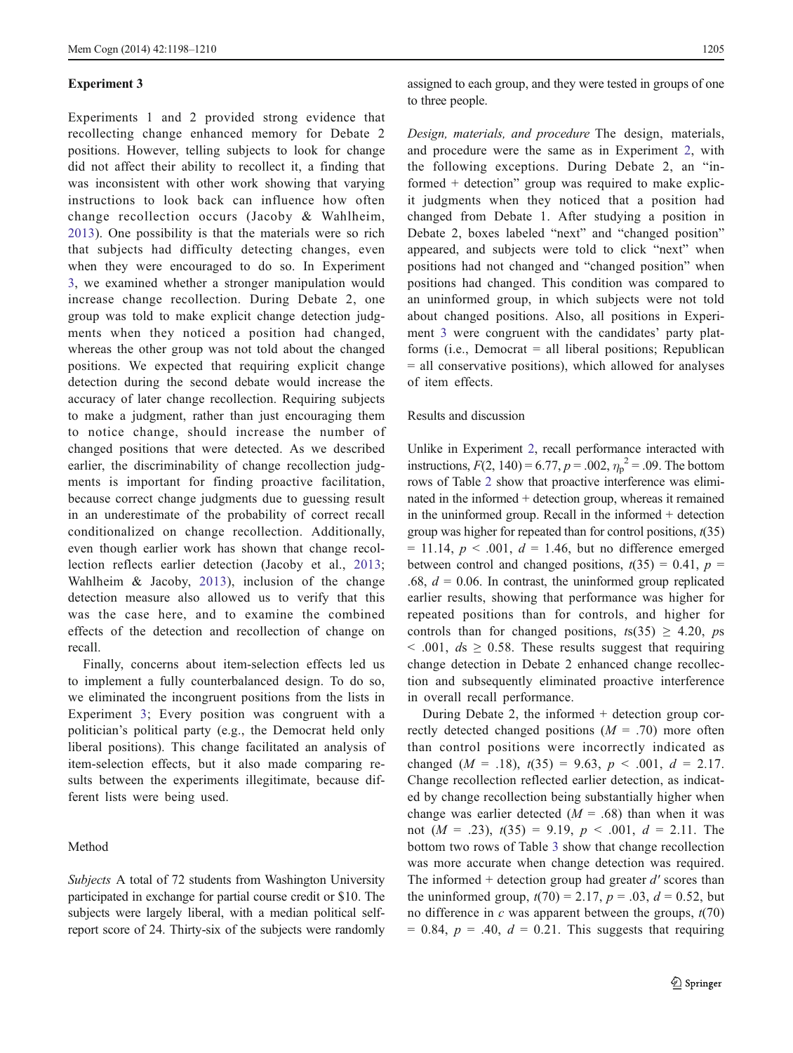### Experiment 3

Experiments 1 and 2 provided strong evidence that recollecting change enhanced memory for Debate 2 positions. However, telling subjects to look for change did not affect their ability to recollect it, a finding that was inconsistent with other work showing that varying instructions to look back can influence how often change recollection occurs (Jacoby & Wahlheim, 2013). One possibility is that the materials were so rich that subjects had difficulty detecting changes, even when they were encouraged to do so. In Experiment 3, we examined whether a stronger manipulation would increase change recollection. During Debate 2, one group was told to make explicit change detection judgments when they noticed a position had changed, whereas the other group was not told about the changed positions. We expected that requiring explicit change detection during the second debate would increase the accuracy of later change recollection. Requiring subjects to make a judgment, rather than just encouraging them to notice change, should increase the number of changed positions that were detected. As we described earlier, the discriminability of change recollection judgments is important for finding proactive facilitation, because correct change judgments due to guessing result in an underestimate of the probability of correct recall conditionalized on change recollection. Additionally, even though earlier work has shown that change recollection reflects earlier detection (Jacoby et al., 2013; Wahlheim & Jacoby, 2013), inclusion of the change detection measure also allowed us to verify that this was the case here, and to examine the combined effects of the detection and recollection of change on recall.

Finally, concerns about item-selection effects led us to implement a fully counterbalanced design. To do so, we eliminated the incongruent positions from the lists in Experiment 3; Every position was congruent with a politician's political party (e.g., the Democrat held only liberal positions). This change facilitated an analysis of item-selection effects, but it also made comparing results between the experiments illegitimate, because different lists were being used.

#### Method

*Subjects* A total of 72 students from Washington University participated in exchange for partial course credit or $10. The subjects were largely liberal, with a median political self-report score of 24. Thirty-six of the subjects were randomly assigned to each group, and they were tested in groups of one to three people.

*Design, materials, and procedure* The design, materials, and procedure were the same as in Experiment 2, with the following exceptions. During Debate 2, an "informed + detection" group was required to make explicit judgments when they noticed that a position had changed from Debate 1. After studying a position in Debate 2, boxes labeled "next" and "changed position" appeared, and subjects were told to click "next" when positions had not changed and "changed position" when positions had changed. This condition was compared to an uninformed group, in which subjects were not told about changed positions. Also, all positions in Experiment 3 were congruent with the candidates' party platforms (i.e., Democrat = all liberal positions; Republican = all conservative positions), which allowed for analyses of item effects.

#### Results and discussion

Unlike in Experiment 2, recall performance interacted with instructions, $F(2, 140) = 6.77$, $p = .002$, $\eta_p^2 = .09$. The bottom rows of Table 2 show that proactive interference was eliminated in the informed + detection group, whereas it remained in the uninformed group. Recall in the informed + detection group was higher for repeated than for control positions, $t(35) = 11.14$, $p < .001$, $d = 1.46$, but no difference emerged between control and changed positions, $t(35) = 0.41$, $p = .68$, $d = 0.06$. In contrast, the uninformed group replicated earlier results, showing that performance was higher for repeated positions than for controls, and higher for controls than for changed positions, $ts(35) \geq 4.20$, $ps < .001$, $ds \geq 0.58$. These results suggest that requiring change detection in Debate 2 enhanced change recollection and subsequently eliminated proactive interference in overall recall performance.

During Debate 2, the informed + detection group correctly detected changed positions ($M = .70$) more often than control positions were incorrectly indicated as changed ($M = .18$), $t(35) = 9.63$, $p < .001$, $d = 2.17$. Change recollection reflected earlier detection, as indicated by change recollection being substantially higher when change was earlier detected ($M = .68$) than when it was not ($M = .23$), $t(35) = 9.19$, $p < .001$, $d = 2.11$. The bottom two rows of Table 3 show that change recollection was more accurate when change detection was required. The informed + detection group had greater $d'$ scores than the uninformed group, $t(70) = 2.17$, $p = .03$, $d = 0.52$, but no difference in $c$ was apparent between the groups, $t(70) = 0.84$, $p = .40$, $d = 0.21$. This suggests that requiring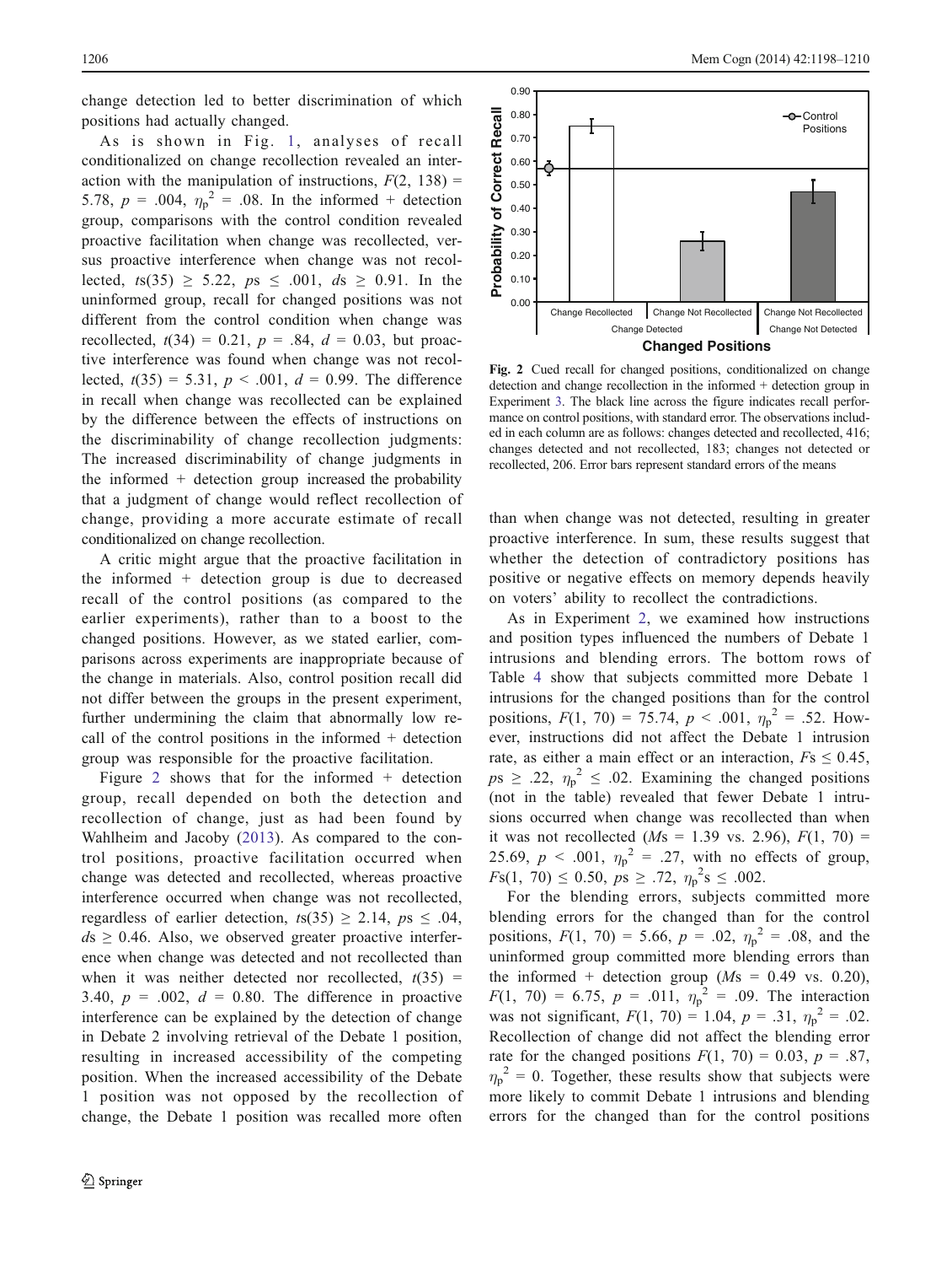change detection led to better discrimination of which positions had actually changed.

As is shown in Fig. 1, analyses of recall conditionalized on change recollection revealed an interaction with the manipulation of instructions, $F(2, 138) = 5.78$, $p = .004$, $\eta_p^2 = .08$. In the informed + detection group, comparisons with the control condition revealed proactive facilitation when change was recollected, versus proactive interference when change was not recollected, $ts(35) \geq 5.22$, $ps \leq .001$, $ds \geq 0.91$. In the uninformed group, recall for changed positions was not different from the control condition when change was recollected, $t(34) = 0.21$, $p = .84$, $d = 0.03$, but proactive interference was found when change was not recollected, $t(35) = 5.31$, $p < .001$, $d = 0.99$. The difference in recall when change was recollected can be explained by the difference between the effects of instructions on the discriminability of change recollection judgments: The increased discriminability of change judgments in the informed + detection group increased the probability that a judgment of change would reflect recollection of change, providing a more accurate estimate of recall conditionalized on change recollection.

A critic might argue that the proactive facilitation in the informed + detection group is due to decreased recall of the control positions (as compared to the earlier experiments), rather than to a boost to the changed positions. However, as we stated earlier, comparisons across experiments are inappropriate because of the change in materials. Also, control position recall did not differ between the groups in the present experiment, further undermining the claim that abnormally low recall of the control positions in the informed + detection group was responsible for the proactive facilitation.

Figure 2 shows that for the informed + detection group, recall depended on both the detection and recollection of change, just as had been found by Wahlheim and Jacoby (2013). As compared to the control positions, proactive facilitation occurred when change was detected and recollected, whereas proactive interference occurred when change was not recollected, regardless of earlier detection, $ts(35) \geq 2.14$, $ps \leq .04$, $ds \geq 0.46$. Also, we observed greater proactive interference when change was detected and not recollected than when it was neither detected nor recollected, $t(35) = 3.40$, $p = .002$, $d = 0.80$. The difference in proactive interference can be explained by the detection of change in Debate 2 involving retrieval of the Debate 1 position, resulting in increased accessibility of the competing position. When the increased accessibility of the Debate 1 position was not opposed by the recollection of change, the Debate 1 position was recalled more often than when change was not detected, resulting in greater proactive interference. In sum, these results suggest that whether the detection of contradictory positions has positive or negative effects on memory depends heavily on voters' ability to recollect the contradictions.

**Fig. 2** Cued recall for changed positions, conditionalized on change detection and change recollection in the informed + detection group in Experiment 3. The black line across the figure indicates recall performance on control positions, with standard error. The observations included in each column are as follows: changes detected and recollected, 416; changes detected and not recollected, 183; changes not detected or recollected, 206. Error bars represent standard errors of the means

As in Experiment 2, we examined how instructions and position types influenced the numbers of Debate 1 intrusions and blending errors. The bottom rows of Table 4 show that subjects committed more Debate 1 intrusions for the changed positions than for the control positions, $F(1, 70) = 75.74$, $p < .001$, $\eta_p^2 = .52$. However, instructions did not affect the Debate 1 intrusion rate, as either a main effect or an interaction, $Fs \leq 0.45$, $ps \geq .22$, $\eta_p^2 \leq .02$. Examining the changed positions (not in the table) revealed that fewer Debate 1 intrusions occurred when change was recollected than when it was not recollected ($Ms = 1.39$ vs. $2.96$), $F(1, 70) = 25.69$, $p < .001$, $\eta_p^2 = .27$, with no effects of group, $Fs(1, 70) \leq 0.50$, $ps \geq .72$, $\eta_p^2s \leq .002$.

For the blending errors, subjects committed more blending errors for the changed than for the control positions, $F(1, 70) = 5.66$, $p = .02$, $\eta_p^2 = .08$, and the uninformed group committed more blending errors than the informed + detection group ($Ms = 0.49$ vs. $0.20$), $F(1, 70) = 6.75$, $p = .011$, $\eta_p^2 = .09$. The interaction was not significant, $F(1, 70) = 1.04$, $p = .31$, $\eta_p^2 = .02$. Recollection of change did not affect the blending error rate for the changed positions $F(1, 70) = 0.03$, $p = .87$, $\eta_p^2 = 0$. Together, these results show that subjects were more likely to commit Debate 1 intrusions and blending errors for the changed than for the control positions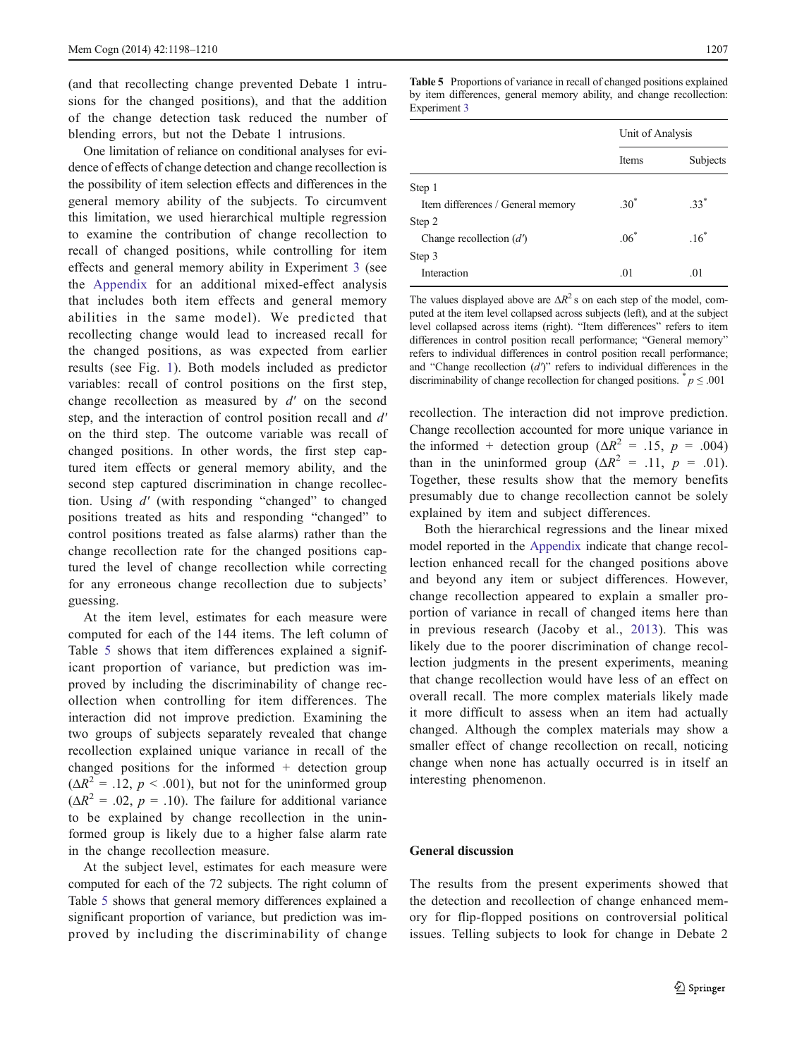(and that recollecting change prevented Debate 1 intrusions for the changed positions), and that the addition of the change detection task reduced the number of blending errors, but not the Debate 1 intrusions.

One limitation of reliance on conditional analyses for evidence of effects of change detection and change recollection is the possibility of item selection effects and differences in the general memory ability of the subjects. To circumvent this limitation, we used hierarchical multiple regression to examine the contribution of change recollection to recall of changed positions, while controlling for item effects and general memory ability in Experiment 3 (see the Appendix for an additional mixed-effect analysis that includes both item effects and general memory abilities in the same model). We predicted that recollecting change would lead to increased recall for the changed positions, as was expected from earlier results (see Fig. 1). Both models included as predictor variables: recall of control positions on the first step, change recollection as measured by $d'$ on the second step, and the interaction of control position recall and $d'$ on the third step. The outcome variable was recall of changed positions. In other words, the first step captured item effects or general memory ability, and the second step captured discrimination in change recollection. Using $d'$ (with responding "changed" to changed positions treated as hits and responding "changed" to control positions treated as false alarms) rather than the change recollection rate for the changed positions captured the level of change recollection while correcting for any erroneous change recollection due to subjects' guessing.

At the item level, estimates for each measure were computed for each of the 144 items. The left column of Table 5 shows that item differences explained a significant proportion of variance, but prediction was improved by including the discriminability of change recollection when controlling for item differences. The interaction did not improve prediction. Examining the two groups of subjects separately revealed that change recollection explained unique variance in recall of the changed positions for the informed + detection group ($\Delta R^2$ = .12, $p$ < .001), but not for the uninformed group ($\Delta R^2$ = .02, $p$ = .10). The failure for additional variance to be explained by change recollection in the uninformed group is likely due to a higher false alarm rate in the change recollection measure.

At the subject level, estimates for each measure were computed for each of the 72 subjects. The right column of Table 5 shows that general memory differences explained a significant proportion of variance, but prediction was improved by including the discriminability of change recollection. The interaction did not improve prediction. Change recollection accounted for more unique variance in the informed + detection group ($\Delta R^2$ = .15, $p$ = .004) than in the uninformed group ($\Delta R^2$ = .11, $p$ = .01). Together, these results show that the memory benefits presumably due to change recollection cannot be solely explained by item and subject differences.

**Table 5** Proportions of variance in recall of changed positions explained by item differences, general memory ability, and change recollection: Experiment 3

| | Unit of Analysis | |
|---|---|---|
| | Items | Subjects |
| Step 1 | | |
| Item differences / General memory | .30* | .33* |
| Step 2 | | |
| Change recollection ($d'$) | .06* | .16* |
| Step 3 | | |
| Interaction | .01 | .01 |

The values displayed above are $\Delta R^2$s on each step of the model, computed at the item level collapsed across subjects (left), and at the subject level collapsed across items (right). "Item differences" refers to item differences in control position recall performance; "General memory" refers to individual differences in control position recall performance; and "Change recollection ($d'$)" refers to individual differences in the discriminability of change recollection for changed positions. * $p \leq .001$

Both the hierarchical regressions and the linear mixed model reported in the Appendix indicate that change recollection enhanced recall for the changed positions above and beyond any item or subject differences. However, change recollection appeared to explain a smaller proportion of variance in recall of changed items here than in previous research (Jacoby et al., 2013). This was likely due to the poorer discrimination of change recollection judgments in the present experiments, meaning that change recollection would have less of an effect on overall recall. The more complex materials likely made it more difficult to assess when an item had actually changed. Although the complex materials may show a smaller effect of change recollection on recall, noticing change when none has actually occurred is in itself an interesting phenomenon.

## General discussion

The results from the present experiments showed that the detection and recollection of change enhanced memory for flip-flopped positions on controversial political issues. Telling subjects to look for change in Debate 2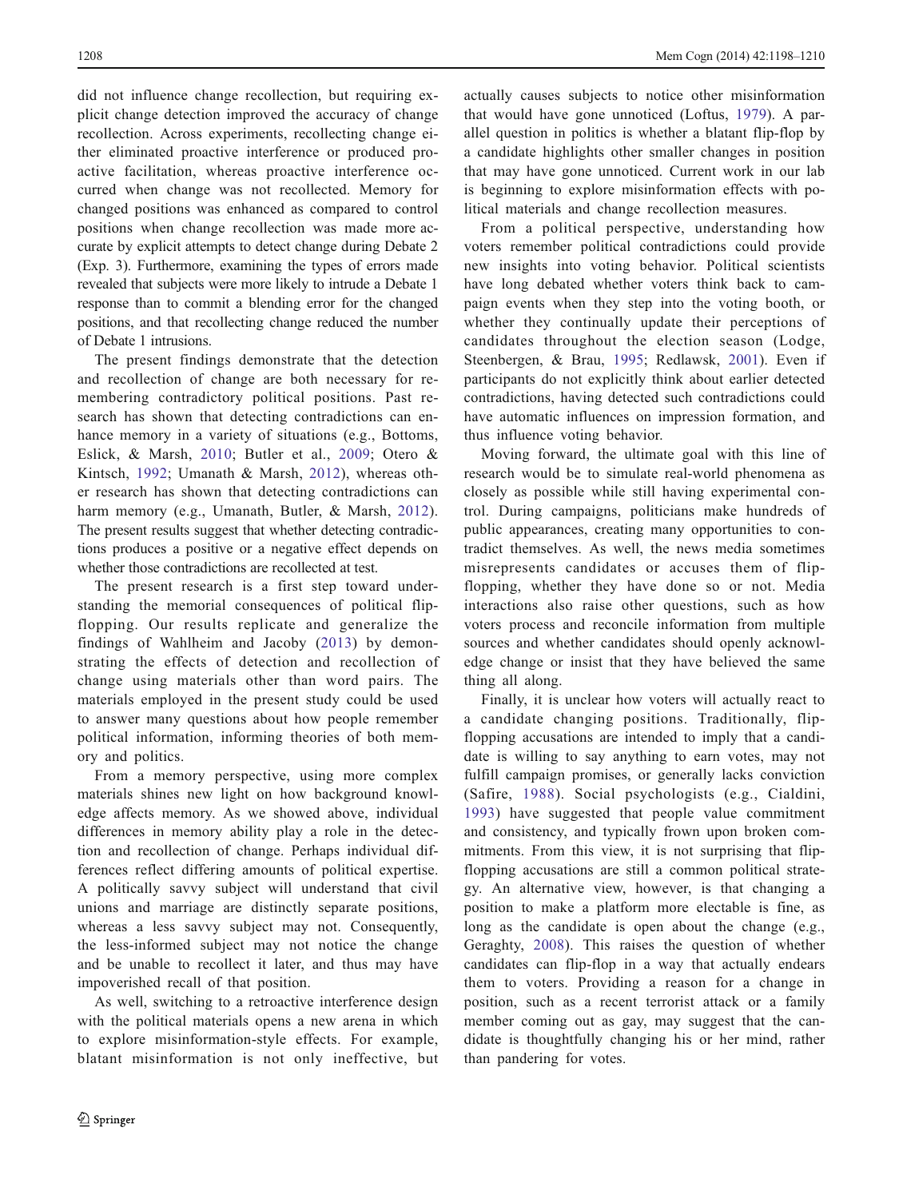did not influence change recollection, but requiring explicit change detection improved the accuracy of change recollection. Across experiments, recollecting change either eliminated proactive interference or produced proactive facilitation, whereas proactive interference occurred when change was not recollected. Memory for changed positions was enhanced as compared to control positions when change recollection was made more accurate by explicit attempts to detect change during Debate 2 (Exp. 3). Furthermore, examining the types of errors made revealed that subjects were more likely to intrude a Debate 1 response than to commit a blending error for the changed positions, and that recollecting change reduced the number of Debate 1 intrusions.

The present findings demonstrate that the detection and recollection of change are both necessary for remembering contradictory political positions. Past research has shown that detecting contradictions can enhance memory in a variety of situations (e.g., Bottoms, Eslick, & Marsh, 2010; Butler et al., 2009; Otero & Kintsch, 1992; Umanath & Marsh, 2012), whereas other research has shown that detecting contradictions can harm memory (e.g., Umanath, Butler, & Marsh, 2012). The present results suggest that whether detecting contradictions produces a positive or a negative effect depends on whether those contradictions are recollected at test.

The present research is a first step toward understanding the memorial consequences of political flip-flopping. Our results replicate and generalize the findings of Wahlheim and Jacoby (2013) by demonstrating the effects of detection and recollection of change using materials other than word pairs. The materials employed in the present study could be used to answer many questions about how people remember political information, informing theories of both memory and politics.

From a memory perspective, using more complex materials shines new light on how background knowledge affects memory. As we showed above, individual differences in memory ability play a role in the detection and recollection of change. Perhaps individual differences reflect differing amounts of political expertise. A politically savvy subject will understand that civil unions and marriage are distinctly separate positions, whereas a less savvy subject may not. Consequently, the less-informed subject may not notice the change and be unable to recollect it later, and thus may have impoverished recall of that position.

As well, switching to a retroactive interference design with the political materials opens a new arena in which to explore misinformation-style effects. For example, blatant misinformation is not only ineffective, but actually causes subjects to notice other misinformation that would have gone unnoticed (Loftus, 1979). A parallel question in politics is whether a blatant flip-flop by a candidate highlights other smaller changes in position that may have gone unnoticed. Current work in our lab is beginning to explore misinformation effects with political materials and change recollection measures.

From a political perspective, understanding how voters remember political contradictions could provide new insights into voting behavior. Political scientists have long debated whether voters think back to campaign events when they step into the voting booth, or whether they continually update their perceptions of candidates throughout the election season (Lodge, Steenbergen, & Brau, 1995; Redlawsk, 2001). Even if participants do not explicitly think about earlier detected contradictions, having detected such contradictions could have automatic influences on impression formation, and thus influence voting behavior.

Moving forward, the ultimate goal with this line of research would be to simulate real-world phenomena as closely as possible while still having experimental control. During campaigns, politicians make hundreds of public appearances, creating many opportunities to contradict themselves. As well, the news media sometimes misrepresents candidates or accuses them of flip-flopping, whether they have done so or not. Media interactions also raise other questions, such as how voters process and reconcile information from multiple sources and whether candidates should openly acknowledge change or insist that they have believed the same thing all along.

Finally, it is unclear how voters will actually react to a candidate changing positions. Traditionally, flip-flopping accusations are intended to imply that a candidate is willing to say anything to earn votes, may not fulfill campaign promises, or generally lacks conviction (Safire, 1988). Social psychologists (e.g., Cialdini, 1993) have suggested that people value commitment and consistency, and typically frown upon broken commitments. From this view, it is not surprising that flip-flopping accusations are still a common political strategy. An alternative view, however, is that changing a position to make a platform more electable is fine, as long as the candidate is open about the change (e.g., Geraghty, 2008). This raises the question of whether candidates can flip-flop in a way that actually endears them to voters. Providing a reason for a change in position, such as a recent terrorist attack or a family member coming out as gay, may suggest that the candidate is thoughtfully changing his or her mind, rather than pandering for votes.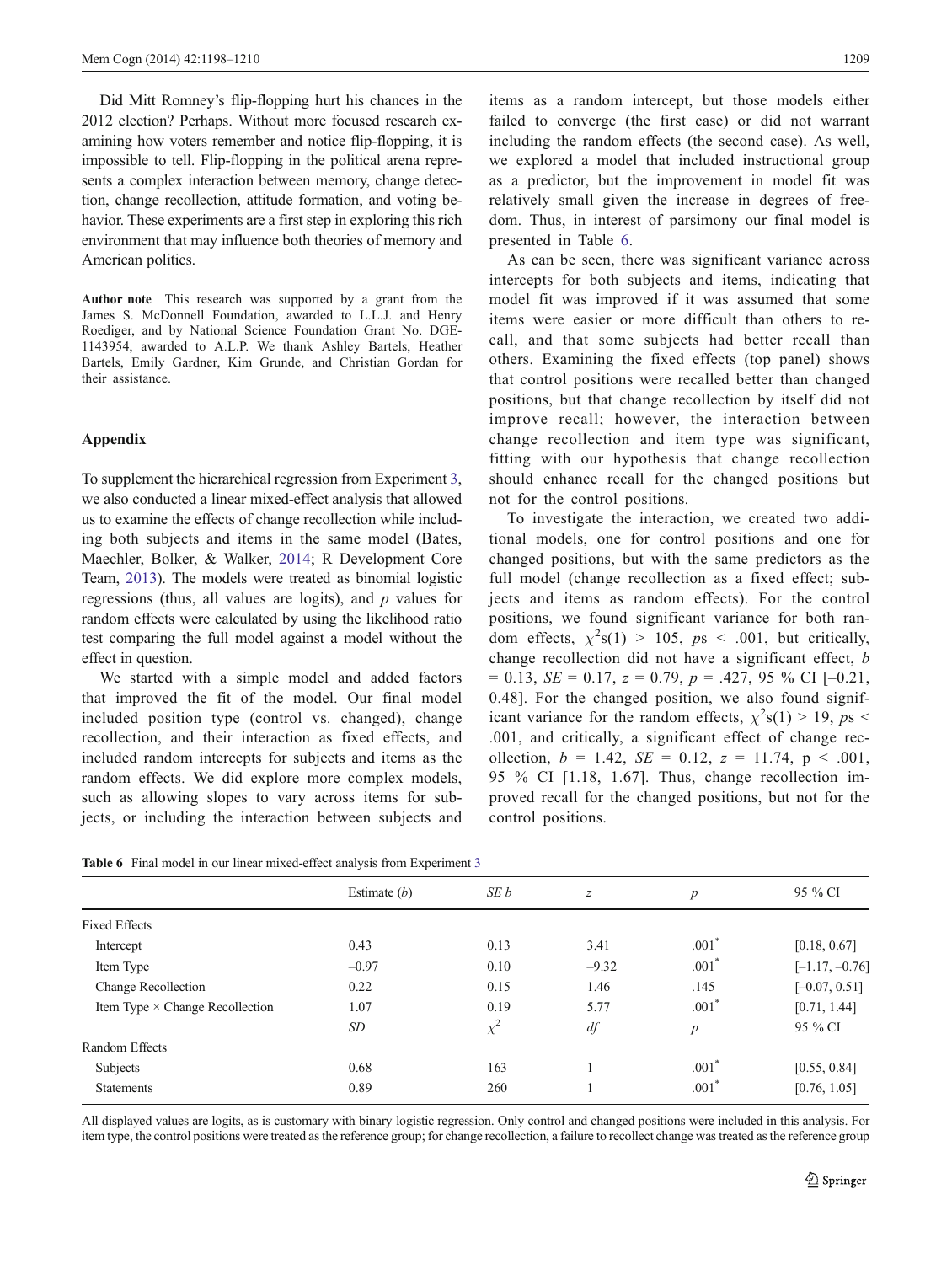Did Mitt Romney's flip-flopping hurt his chances in the 2012 election? Perhaps. Without more focused research examining how voters remember and notice flip-flopping, it is impossible to tell. Flip-flopping in the political arena represents a complex interaction between memory, change detection, change recollection, attitude formation, and voting behavior. These experiments are a first step in exploring this rich environment that may influence both theories of memory and American politics.

**Author note** This research was supported by a grant from the James S. McDonnell Foundation, awarded to L.L.J. and Henry Roediger, and by National Science Foundation Grant No. DGE-1143954, awarded to A.L.P. We thank Ashley Bartels, Heather Bartels, Emily Gardner, Kim Grunde, and Christian Gordan for their assistance.

## Appendix

To supplement the hierarchical regression from Experiment 3, we also conducted a linear mixed-effect analysis that allowed us to examine the effects of change recollection while including both subjects and items in the same model (Bates, Maechler, Bolker, & Walker, 2014; R Development Core Team, 2013). The models were treated as binomial logistic regressions (thus, all values are logits), and *p* values for random effects were calculated by using the likelihood ratio test comparing the full model against a model without the effect in question.

We started with a simple model and added factors that improved the fit of the model. Our final model included position type (control vs. changed), change recollection, and their interaction as fixed effects, and included random intercepts for subjects and items as the random effects. We did explore more complex models, such as allowing slopes to vary across items for subjects, or including the interaction between subjects and items as a random intercept, but those models either failed to converge (the first case) or did not warrant including the random effects (the second case). As well, we explored a model that included instructional group as a predictor, but the improvement in model fit was relatively small given the increase in degrees of freedom. Thus, in interest of parsimony our final model is presented in Table 6.

As can be seen, there was significant variance across intercepts for both subjects and items, indicating that model fit was improved if it was assumed that some items were easier or more difficult than others to recall, and that some subjects had better recall than others. Examining the fixed effects (top panel) shows that control positions were recalled better than changed positions, but that change recollection by itself did not improve recall; however, the interaction between change recollection and item type was significant, fitting with our hypothesis that change recollection should enhance recall for the changed positions but not for the control positions.

To investigate the interaction, we created two additional models, one for control positions and one for changed positions, but with the same predictors as the full model (change recollection as a fixed effect; subjects and items as random effects). For the control positions, we found significant variance for both random effects, $\chi^2$s(1) > 105, *p*s < .001, but critically, change recollection did not have a significant effect, *b* = 0.13, *SE* = 0.17, *z* = 0.79, *p* = .427, 95 % CI [–0.21, 0.48]. For the changed position, we also found significant variance for the random effects, $\chi^2$s(1) > 19, *p*s < .001, and critically, a significant effect of change recollection, *b* = 1.42, *SE* = 0.12, *z* = 11.74, p < .001, 95 % CI [1.18, 1.67]. Thus, change recollection improved recall for the changed positions, but not for the control positions.

**Table 6** Final model in our linear mixed-effect analysis from Experiment 3

| | Estimate (*b*) | *SE b* | *z* | *p* | 95 % CI |
|---|---|---|---|---|---|
| Fixed Effects | | | | | |
| Intercept | 0.43 | 0.13 | 3.41 | .001* | [0.18, 0.67] |
| Item Type | –0.97 | 0.10 | –9.32 | .001* | [–1.17, –0.76] |
| Change Recollection | 0.22 | 0.15 | 1.46 | .145 | [–0.07, 0.51] |
| Item Type × Change Recollection | 1.07 | 0.19 | 5.77 | .001* | [0.71, 1.44] |
| | *SD* | $\chi^2$ | *df* | *p* | 95 % CI |
| Random Effects | | | | | |
| Subjects | 0.68 | 163 | 1 | .001* | [0.55, 0.84] |
| Statements | 0.89 | 260 | 1 | .001* | [0.76, 1.05] |

All displayed values are logits, as is customary with binary logistic regression. Only control and changed positions were included in this analysis. For item type, the control positions were treated as the reference group; for change recollection, a failure to recollect change was treated as the reference group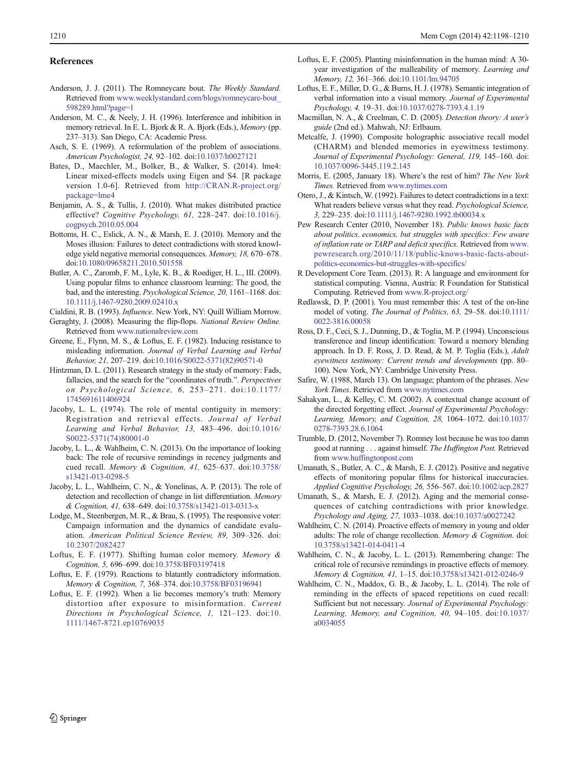## References

Anderson, J. J. (2011). The Romneycare bout. *The Weekly Standard.* Retrieved from www.weeklystandard.com/blogs/romneycare-bout_598289.html?page=1

Anderson, M. C., & Neely, J. H. (1996). Interference and inhibition in memory retrieval. In E. L. Bjork & R. A. Bjork (Eds.), *Memory* (pp. 237–313). San Diego, CA: Academic Press.

Asch, S. E. (1969). A reformulation of the problem of associations. *American Psychologist, 24,* 92–102. doi:10.1037/h0027121

Bates, D., Maechler, M., Bolker, B., & Walker, S. (2014). lme4: Linear mixed-effects models using Eigen and S4. [R package version 1.0-6]. Retrieved from http://CRAN.R-project.org/package=lme4

Benjamin, A. S., & Tullis, J. (2010). What makes distributed practice effective? *Cognitive Psychology, 61,* 228–247. doi:10.1016/j.cogpsych.2010.05.004

Bottoms, H. C., Eslick, A. N., & Marsh, E. J. (2010). Memory and the Moses illusion: Failures to detect contradictions with stored knowledge yield negative memorial consequences. *Memory, 18,* 670–678. doi:10.1080/09658211.2010.501558

Butler, A. C., Zaromb, F. M., Lyle, K. B., & Roediger, H. L., III. (2009). Using popular films to enhance classroom learning: The good, the bad, and the interesting. *Psychological Science, 20,* 1161–1168. doi:10.1111/j.1467-9280.2009.02410.x

Cialdini, R. B. (1993). *Influence*. New York, NY: Quill William Morrow.

Geraghty, J. (2008). Measuring the flip-flops. *National Review Online.* Retrieved from www.nationalreview.com

Greene, E., Flynn, M. S., & Loftus, E. F. (1982). Inducing resistance to misleading information. *Journal of Verbal Learning and Verbal Behavior, 21,* 207–219. doi:10.1016/S0022-5371(82)90571-0

Hintzman, D. L. (2011). Research strategy in the study of memory: Fads, fallacies, and the search for the "coordinates of truth.". *Perspectives on Psychological Science, 6,* 253–271. doi:10.1177/1745691611406924

Jacoby, L. L. (1974). The role of mental contiguity in memory: Registration and retrieval effects. *Journal of Verbal Learning and Verbal Behavior, 13,* 483–496. doi:10.1016/S0022-5371(74)80001-0

Jacoby, L. L., & Wahlheim, C. N. (2013). On the importance of looking back: The role of recursive remindings in recency judgments and cued recall. *Memory & Cognition, 41,* 625–637. doi:10.3758/s13421-013-0298-5

Jacoby, L. L., Wahlheim, C. N., & Yonelinas, A. P. (2013). The role of detection and recollection of change in list differentiation. *Memory & Cognition, 41,* 638–649. doi:10.3758/s13421-013-0313-x

Lodge, M., Steenbergen, M. R., & Brau, S. (1995). The responsive voter: Campaign information and the dynamics of candidate evaluation. *American Political Science Review, 89,* 309–326. doi:10.2307/2082427

Loftus, E. F. (1977). Shifting human color memory. *Memory & Cognition, 5,* 696–699. doi:10.3758/BF03197418

Loftus, E. F. (1979). Reactions to blatantly contradictory information. *Memory & Cognition, 7,* 368–374. doi:10.3758/BF03196941

Loftus, E. F. (1992). When a lie becomes memory's truth: Memory distortion after exposure to misinformation. *Current Directions in Psychological Science, 1,* 121–123. doi:10.1111/1467-8721.ep10769035

Loftus, E. F. (2005). Planting misinformation in the human mind: A 30-year investigation of the malleability of memory. *Learning and Memory, 12,* 361–366. doi:10.1101/lm.94705

Loftus, E. F., Miller, D. G., & Burns, H. J. (1978). Semantic integration of verbal information into a visual memory. *Journal of Experimental Psychology, 4,* 19–31. doi:10.1037/0278-7393.4.1.19

Macmillan, N. A., & Creelman, C. D. (2005). *Detection theory: A user's guide* (2nd ed.). Mahwah, NJ: Erlbaum.

Metcalfe, J. (1990). Composite holographic associative recall model (CHARM) and blended memories in eyewitness testimony. *Journal of Experimental Psychology: General, 119,* 145–160. doi:10.1037/0096-3445.119.2.145

Morris, E. (2005, January 18). Where's the rest of him? *The New York Times.* Retrieved from www.nytimes.com

Otero, J., & Kintsch, W. (1992). Failures to detect contradictions in a text: What readers believe versus what they read. *Psychological Science, 3,* 229–235. doi:10.1111/j.1467-9280.1992.tb00034.x

Pew Research Center (2010, November 18). *Public knows basic facts about politics, economics, but struggles with specifics: Few aware of inflation rate or TARP and deficit specifics.* Retrieved from www.pewresearch.org/2010/11/18/public-knows-basic-facts-about-politics-economics-but-struggles-with-specifics/

R Development Core Team. (2013). R: A language and environment for statistical computing. Vienna, Austria: R Foundation for Statistical Computing. Retrieved from www.R-project.org/

Redlawsk, D. P. (2001). You must remember this: A test of the on-line model of voting. *The Journal of Politics, 63,* 29–58. doi:10.1111/0022-3816.00058

Ross, D. F., Ceci, S. J., Dunning, D., & Toglia, M. P. (1994). Unconscious transference and lineup identification: Toward a memory blending approach. In D. F. Ross, J. D. Read, & M. P. Toglia (Eds.), *Adult eyewitness testimony: Current trends and developments* (pp. 80–100). New York, NY: Cambridge University Press.

Safire, W. (1988, March 13). On language; phantom of the phrases. *New York Times*. Retrieved from www.nytimes.com

Sahakyan, L., & Kelley, C. M. (2002). A contextual change account of the directed forgetting effect. *Journal of Experimental Psychology: Learning, Memory, and Cognition, 28,* 1064–1072. doi:10.1037/0278-7393.28.6.1064

Trumble, D. (2012, November 7). Romney lost because he was too damn good at running . . . against himself. *The Huffington Post.* Retrieved from www.huffingtonpost.com

Umanath, S., Butler, A. C., & Marsh, E. J. (2012). Positive and negative effects of monitoring popular films for historical inaccuracies. *Applied Cognitive Psychology, 26,* 556–567. doi:10.1002/acp.2827

Umanath, S., & Marsh, E. J. (2012). Aging and the memorial consequences of catching contradictions with prior knowledge. *Psychology and Aging, 27,* 1033–1038. doi:10.1037/a0027242

Wahlheim, C. N. (2014). Proactive effects of memory in young and older adults: The role of change recollection. *Memory & Cognition*. doi:10.3758/s13421-014-0411-4

Wahlheim, C. N., & Jacoby, L. L. (2013). Remembering change: The critical role of recursive remindings in proactive effects of memory. *Memory & Cognition, 41,* 1–15. doi:10.3758/s13421-012-0246-9

Wahlheim, C. N., Maddox, G. B., & Jacoby, L. L. (2014). The role of reminding in the effects of spaced repetitions on cued recall: Sufficient but not necessary. *Journal of Experimental Psychology: Learning, Memory, and Cognition, 40,* 94–105. doi:10.1037/a0034055